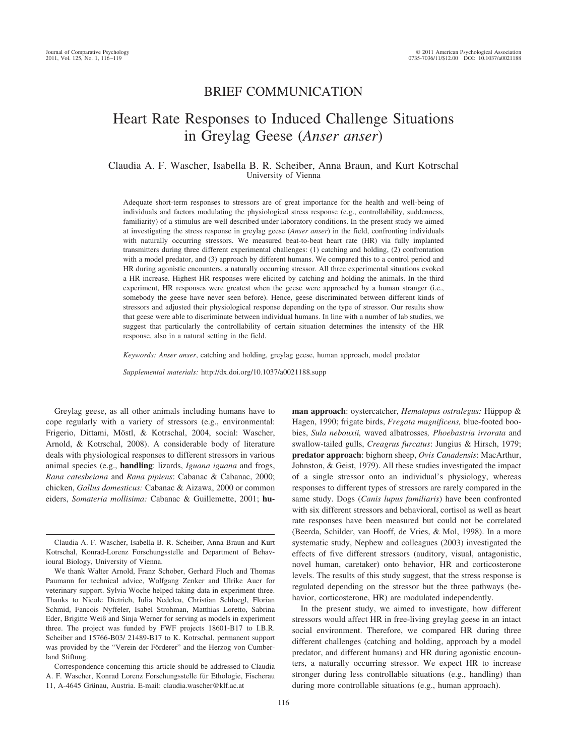BRIEF COMMUNICATION

# Heart Rate Responses to Induced Challenge Situations in Greylag Geese (*Anser anser*)

Claudia A. F. Wascher, Isabella B. R. Scheiber, Anna Braun, and Kurt Kotrschal
University of Vienna

Adequate short-term responses to stressors are of great importance for the health and well-being of individuals and factors modulating the physiological stress response (e.g., controllability, suddenness, familiarity) of a stimulus are well described under laboratory conditions. In the present study we aimed at investigating the stress response in greylag geese (*Anser anser*) in the field, confronting individuals with naturally occurring stressors. We measured beat-to-beat heart rate (HR) via fully implanted transmitters during three different experimental challenges: (1) catching and holding, (2) confrontation with a model predator, and (3) approach by different humans. We compared this to a control period and HR during agonistic encounters, a naturally occurring stressor. All three experimental situations evoked a HR increase. Highest HR responses were elicited by catching and holding the animals. In the third experiment, HR responses were greatest when the geese were approached by a human stranger (i.e., somebody the geese have never seen before). Hence, geese discriminated between different kinds of stressors and adjusted their physiological response depending on the type of stressor. Our results show that geese were able to discriminate between individual humans. In line with a number of lab studies, we suggest that particularly the controllability of certain situation determines the intensity of the HR response, also in a natural setting in the field.

*Keywords: Anser anser*, catching and holding, greylag geese, human approach, model predator

*Supplemental materials:* http://dx.doi.org/10.1037/a0021188.supp

Greylag geese, as all other animals including humans have to cope regularly with a variety of stressors (e.g., environmental: Frigerio, Dittami, Möstl, & Kotrschal, 2004, social: Wascher, Arnold, & Kotrschal, 2008). A considerable body of literature deals with physiological responses to different stressors in various animal species (e.g., **handling**: lizards, *Iguana iguana* and frogs, *Rana catesbeiana* and *Rana pipiens*: Cabanac & Cabanac, 2000; chicken, *Gallus domesticus:* Cabanac & Aizawa, 2000 or common eiders, *Somateria mollisima:* Cabanac & Guillemette, 2001; **human approach**: oystercatcher, *Hematopus ostralegus:* Hüppop & Hagen, 1990; frigate birds, *Fregata magnificens,* blue-footed boobies, *Sula nebouxii,* waved albatrosses*, Phoebastria irrorata* and swallow-tailed gulls, *Creagrus furcatus*: Jungius & Hirsch, 1979; **predator approach**: bighorn sheep, *Ovis Canadensis*: MacArthur, Johnston, & Geist, 1979). All these studies investigated the impact of a single stressor onto an individual's physiology, whereas responses to different types of stressors are rarely compared in the same study. Dogs (*Canis lupus familiaris*) have been confronted with six different stressors and behavioral, cortisol as well as heart rate responses have been measured but could not be correlated (Beerda, Schilder, van Hooff, de Vries, & Mol, 1998). In a more systematic study, Nephew and colleagues (2003) investigated the effects of five different stressors (auditory, visual, antagonistic, novel human, caretaker) onto behavior, HR and corticosterone levels. The results of this study suggest, that the stress response is regulated depending on the stressor but the three pathways (behavior, corticosterone, HR) are modulated independently.

In the present study, we aimed to investigate, how different stressors would affect HR in free-living greylag geese in an intact social environment. Therefore, we compared HR during three different challenges (catching and holding, approach by a model predator, and different humans) and HR during agonistic encounters, a naturally occurring stressor. We expect HR to increase stronger during less controllable situations (e.g., handling) than during more controllable situations (e.g., human approach).

Claudia A. F. Wascher, Isabella B. R. Scheiber, Anna Braun and Kurt Kotrschal, Konrad-Lorenz Forschungsstelle and Department of Behavioural Biology, University of Vienna.

We thank Walter Arnold, Franz Schober, Gerhard Fluch and Thomas Paumann for technical advice, Wolfgang Zenker and Ulrike Auer for veterinary support. Sylvia Woche helped taking data in experiment three. Thanks to Nicole Dietrich, Iulia Nedelcu, Christian Schloegl, Florian Schmid, Fancois Nyffeler, Isabel Strohman, Matthias Loretto, Sabrina Eder, Brigitte Weiß and Sinja Werner for serving as models in experiment three. The project was funded by FWF projects 18601-B17 to I.B.R. Scheiber and 15766-B03/ 21489-B17 to K. Kotrschal, permanent support was provided by the "Verein der Förderer" and the Herzog von Cumberland Stiftung.

Correspondence concerning this article should be addressed to Claudia A. F. Wascher, Konrad Lorenz Forschungsstelle für Ethologie, Fischerau 11, A-4645 Grünau, Austria. E-mail: claudia.wascher@klf.ac.at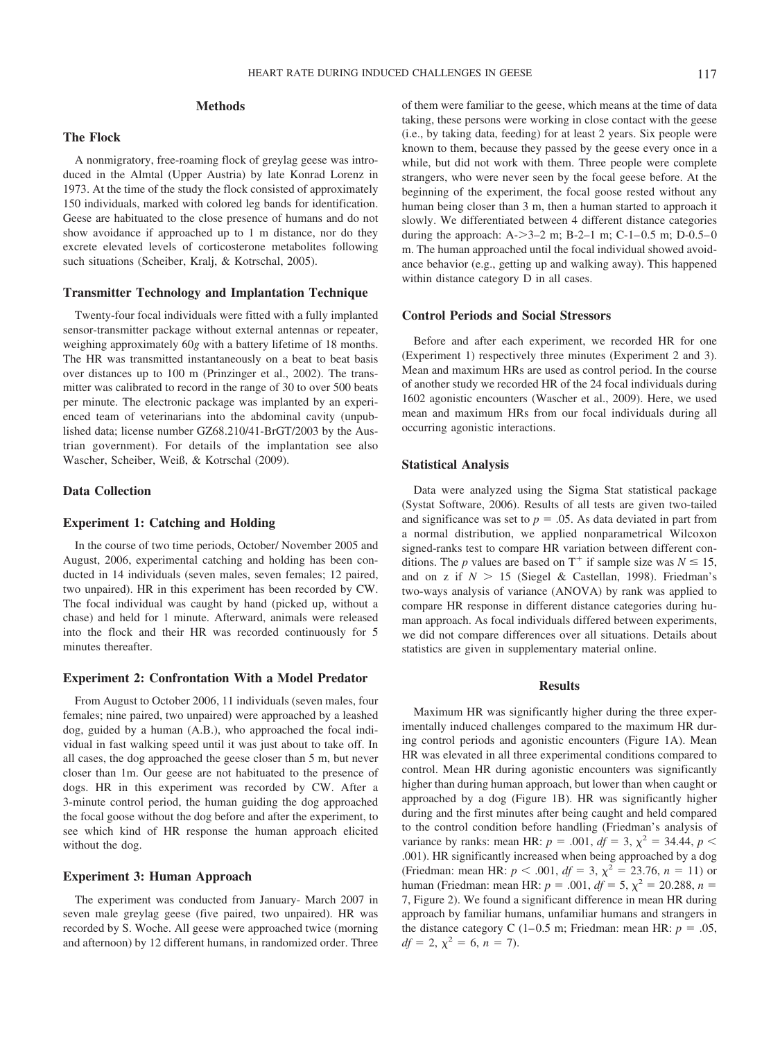## Methods

### The Flock

A nonmigratory, free-roaming flock of greylag geese was introduced in the Almtal (Upper Austria) by late Konrad Lorenz in 1973. At the time of the study the flock consisted of approximately 150 individuals, marked with colored leg bands for identification. Geese are habituated to the close presence of humans and do not show avoidance if approached up to 1 m distance, nor do they excrete elevated levels of corticosterone metabolites following such situations (Scheiber, Kralj, & Kotrschal, 2005).

### Transmitter Technology and Implantation Technique

Twenty-four focal individuals were fitted with a fully implanted sensor-transmitter package without external antennas or repeater, weighing approximately 60*g* with a battery lifetime of 18 months. The HR was transmitted instantaneously on a beat to beat basis over distances up to 100 m (Prinzinger et al., 2002). The transmitter was calibrated to record in the range of 30 to over 500 beats per minute. The electronic package was implanted by an experienced team of veterinarians into the abdominal cavity (unpublished data; license number GZ68.210/41-BrGT/2003 by the Austrian government). For details of the implantation see also Wascher, Scheiber, Weiß, & Kotrschal (2009).

### Data Collection

### Experiment 1: Catching and Holding

In the course of two time periods, October/ November 2005 and August, 2006, experimental catching and holding has been conducted in 14 individuals (seven males, seven females; 12 paired, two unpaired). HR in this experiment has been recorded by CW. The focal individual was caught by hand (picked up, without a chase) and held for 1 minute. Afterward, animals were released into the flock and their HR was recorded continuously for 5 minutes thereafter.

### Experiment 2: Confrontation With a Model Predator

From August to October 2006, 11 individuals (seven males, four females; nine paired, two unpaired) were approached by a leashed dog, guided by a human (A.B.), who approached the focal individual in fast walking speed until it was just about to take off. In all cases, the dog approached the geese closer than 5 m, but never closer than 1m. Our geese are not habituated to the presence of dogs. HR in this experiment was recorded by CW. After a 3-minute control period, the human guiding the dog approached the focal goose without the dog before and after the experiment, to see which kind of HR response the human approach elicited without the dog.

### Experiment 3: Human Approach

The experiment was conducted from January- March 2007 in seven male greylag geese (five paired, two unpaired). HR was recorded by S. Woche. All geese were approached twice (morning and afternoon) by 12 different humans, in randomized order. Three of them were familiar to the geese, which means at the time of data taking, these persons were working in close contact with the geese (i.e., by taking data, feeding) for at least 2 years. Six people were known to them, because they passed by the geese every once in a while, but did not work with them. Three people were complete strangers, who were never seen by the focal geese before. At the beginning of the experiment, the focal goose rested without any human being closer than 3 m, then a human started to approach it slowly. We differentiated between 4 different distance categories during the approach: A->3–2 m; B-2–1 m; C-1–0.5 m; D-0.5–0 m. The human approached until the focal individual showed avoidance behavior (e.g., getting up and walking away). This happened within distance category D in all cases.

### Control Periods and Social Stressors

Before and after each experiment, we recorded HR for one (Experiment 1) respectively three minutes (Experiment 2 and 3). Mean and maximum HRs are used as control period. In the course of another study we recorded HR of the 24 focal individuals during 1602 agonistic encounters (Wascher et al., 2009). Here, we used mean and maximum HRs from our focal individuals during all occurring agonistic interactions.

### Statistical Analysis

Data were analyzed using the Sigma Stat statistical package (Systat Software, 2006). Results of all tests are given two-tailed and significance was set to $p = .05$. As data deviated in part from a normal distribution, we applied nonparametrical Wilcoxon signed-ranks test to compare HR variation between different conditions. The *p* values are based on $T^+$ if sample size was $N \leq 15$, and on z if $N > 15$ (Siegel & Castellan, 1998). Friedman's two-ways analysis of variance (ANOVA) by rank was applied to compare HR response in different distance categories during human approach. As focal individuals differed between experiments, we did not compare differences over all situations. Details about statistics are given in supplementary material online.

## Results

Maximum HR was significantly higher during the three experimentally induced challenges compared to the maximum HR during control periods and agonistic encounters (Figure 1A). Mean HR was elevated in all three experimental conditions compared to control. Mean HR during agonistic encounters was significantly higher than during human approach, but lower than when caught or approached by a dog (Figure 1B). HR was significantly higher during and the first minutes after being caught and held compared to the control condition before handling (Friedman's analysis of variance by ranks: mean HR: $p = .001$, $df = 3$, $\chi^2 = 34.44$, $p < .001$). HR significantly increased when being approached by a dog (Friedman: mean HR: $p < .001$, $df = 3$, $\chi^2 = 23.76$, $n = 11$) or human (Friedman: mean HR: $p = .001$, $df = 5$, $\chi^2 = 20.288$, $n = 7$, Figure 2). We found a significant difference in mean HR during approach by familiar humans, unfamiliar humans and strangers in the distance category C (1–0.5 m; Friedman: mean HR: $p = .05$, $df = 2$, $\chi^2 = 6$, $n = 7$).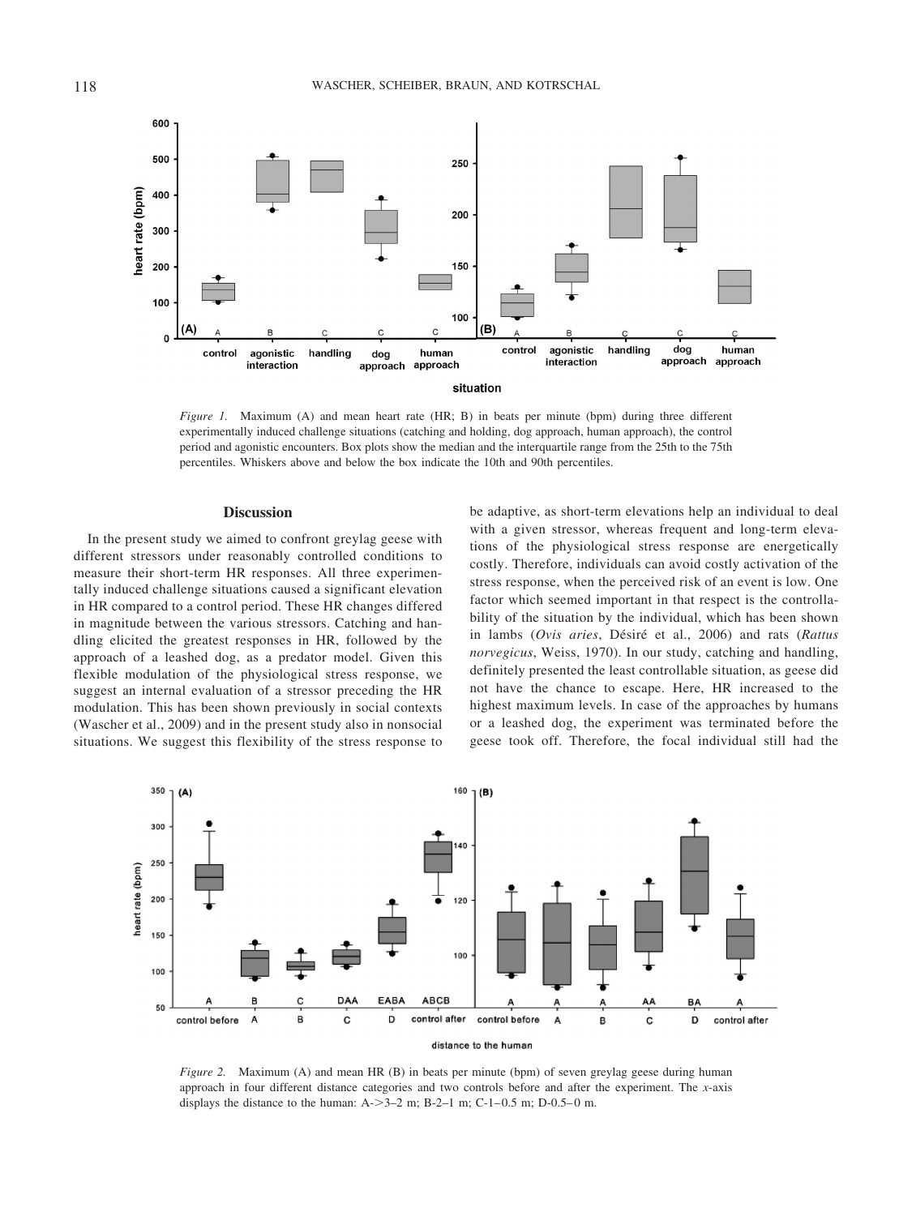*Figure 1.* Maximum (A) and mean heart rate (HR; B) in beats per minute (bpm) during three different experimentally induced challenge situations (catching and holding, dog approach, human approach), the control period and agonistic encounters. Box plots show the median and the interquartile range from the 25th to the 75th percentiles. Whiskers above and below the box indicate the 10th and 90th percentiles.

## Discussion

In the present study we aimed to confront greylag geese with different stressors under reasonably controlled conditions to measure their short-term HR responses. All three experimentally induced challenge situations caused a significant elevation in HR compared to a control period. These HR changes differed in magnitude between the various stressors. Catching and handling elicited the greatest responses in HR, followed by the approach of a leashed dog, as a predator model. Given this flexible modulation of the physiological stress response, we suggest an internal evaluation of a stressor preceding the HR modulation. This has been shown previously in social contexts (Wascher et al., 2009) and in the present study also in nonsocial situations. We suggest this flexibility of the stress response to be adaptive, as short-term elevations help an individual to deal with a given stressor, whereas frequent and long-term elevations of the physiological stress response are energetically costly. Therefore, individuals can avoid costly activation of the stress response, when the perceived risk of an event is low. One factor which seemed important in that respect is the controllability of the situation by the individual, which has been shown in lambs (*Ovis aries*, Désiré et al., 2006) and rats (*Rattus norvegicus*, Weiss, 1970). In our study, catching and handling, definitely presented the least controllable situation, as geese did not have the chance to escape. Here, HR increased to the highest maximum levels. In case of the approaches by humans or a leashed dog, the experiment was terminated before the geese took off. Therefore, the focal individual still had the

*Figure 2.* Maximum (A) and mean HR (B) in beats per minute (bpm) of seven greylag geese during human approach in four different distance categories and two controls before and after the experiment. The *x*-axis displays the distance to the human: A->3–2 m; B-2–1 m; C-1–0.5 m; D-0.5–0 m.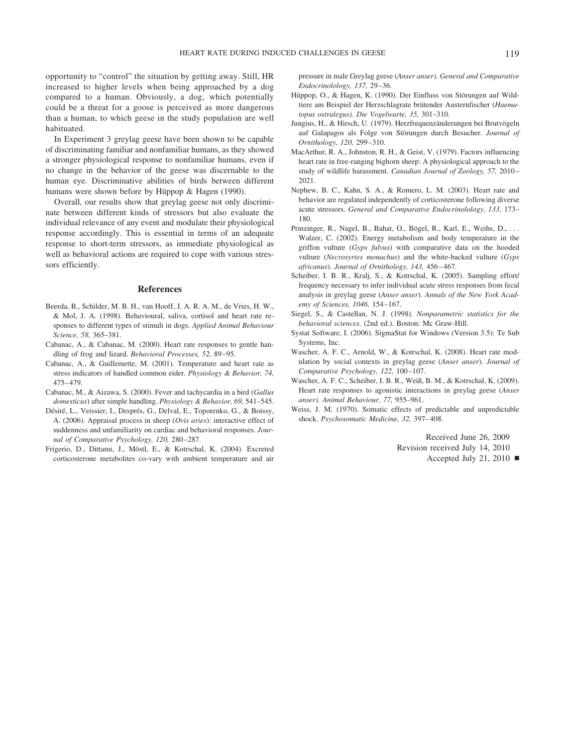opportunity to "control" the situation by getting away. Still, HR increased to higher levels when being approached by a dog compared to a human. Obviously, a dog, which potentially could be a threat for a goose is perceived as more dangerous than a human, to which geese in the study population are well habituated.

In Experiment 3 greylag geese have been shown to be capable of discriminating familiar and nonfamiliar humans, as they showed a stronger physiological response to nonfamiliar humans, even if no change in the behavior of the geese was discernable to the human eye. Discriminative abilities of birds between different humans were shown before by Hüppop & Hagen (1990).

Overall, our results show that greylag geese not only discriminate between different kinds of stressors but also evaluate the individual relevance of any event and modulate their physiological response accordingly. This is essential in terms of an adequate response to short-term stressors, as immediate physiological as well as behavioral actions are required to cope with various stressors efficiently.

## References

Beerda, B., Schilder, M. B. H., van Hooff, J. A. R. A. M., de Vries, H. W., & Mol, J. A. (1998). Behavioural, saliva, cortisol and heart rate responses to different types of stimuli in dogs. *Applied Animal Behaviour Science, 58,* 365–381.

Cabanac, A., & Cabanac, M. (2000). Heart rate responses to gentle handling of frog and lizard. *Behavioral Processes, 52,* 89–95.

Cabanac, A., & Guillemette, M. (2001). Temperature and heart rate as stress indicators of handled common eider. *Physiology & Behavior, 74,* 475–479.

Cabanac, M., & Aizawa, S. (2000). Fever and tachycardia in a bird (*Gallus domesticus*) after simple handling. *Physiology & Behavior, 69,* 541–545.

Désiré, L., Veissier, I., Després, G., Delval, E., Toporenko, G., & Boissy, A. (2006). Appraisal process in sheep (*Ovis aries*): interactive effect of suddenness and unfamiliarity on cardiac and behavioral responses. *Journal of Comparative Psychology, 120,* 280–287.

Frigerio, D., Dittami, J., Möstl, E., & Kotrschal, K. (2004). Excreted corticosterone metabolites co-vary with ambient temperature and air pressure in male Greylag geese (*Anser anser). General and Comparative Endocrinolology, 137,* 29–36.

Hüppop, O., & Hagen, K. (1990). Der Einfluss von Störungen auf Wildtiere am Beispiel der Herzschlagrate brütender Austernfischer (*Haematopus ostralegus). Die Vogelwarte, 35,* 301–310.

Jungius, H., & Hirsch, U. (1979). Herzfrequenzänderungen bei Brutvögeln auf Galapagos als Folge von Störungen durch Besucher. *Journal of Ornithology, 120,* 299–310.

MacArthur, R. A., Johnston, R. H., & Geist, V. (1979). Factors influencing heart rate in free-ranging bighorn sheep: A physiological approach to the study of wildlife harassment. *Canadian Journal of Zoology, 57,* 2010–2021.

Nephew, B. C., Kahn, S. A., & Romero, L. M. (2003). Heart rate and behavior are regulated independently of corticosterone following diverse acute stressors. *General and Comparative Endocrinolology, 133,* 173–180.

Prinzinger, R., Nagel, B., Bahat, O., Bögel, R., Karl, E., Weihs, D., . . . Walzer, C. (2002). Energy metabolism and body temperature in the griffon vulture (*Gyps fulvus*) with comparative data on the hooded vulture (*Necrosyrtes monachus*) and the white-backed vulture (*Gyps africanus*). *Journal of Ornithology, 143,* 456–467.

Scheiber, I. B. R., Kralj, S., & Kotrschal, K. (2005). Sampling effort/frequency necessary to infer individual acute stress responses from fecal analysis in greylag geese (*Anser anser*). *Annals of the New York Academy of Sciences, 1046,* 154–167.

Siegel, S., & Castellan, N. J. (1998). *Nonparametric statistics for the behavioral sciences.* (2nd ed.). Boston: Mc Graw-Hill.

Systat Software, I. (2006). SigmaStat for Windows (Version 3.5): Te Sub Systems, Inc.

Wascher, A. F. C., Arnold, W., & Kotrschal, K. (2008). Heart rate modulation by social contexts in greylag geese (*Anser anser*). *Journal of Comparative Psychology, 122,* 100–107.

Wascher, A. F. C., Scheiber, I. B. R., Weiß, B. M., & Kotrschal, K. (2009). Heart rate responses to agonistic interactions in greylag geese (*Anser anser). Animal Behaviour, 77,* 955–961.

Weiss, J. M. (1970). Somatic effects of predictable and unpredictable shock. *Psychosomatic Medicine, 32,* 397–408.

Received June 26, 2009
Revision received July 14, 2010
Accepted July 21, 2010 ■